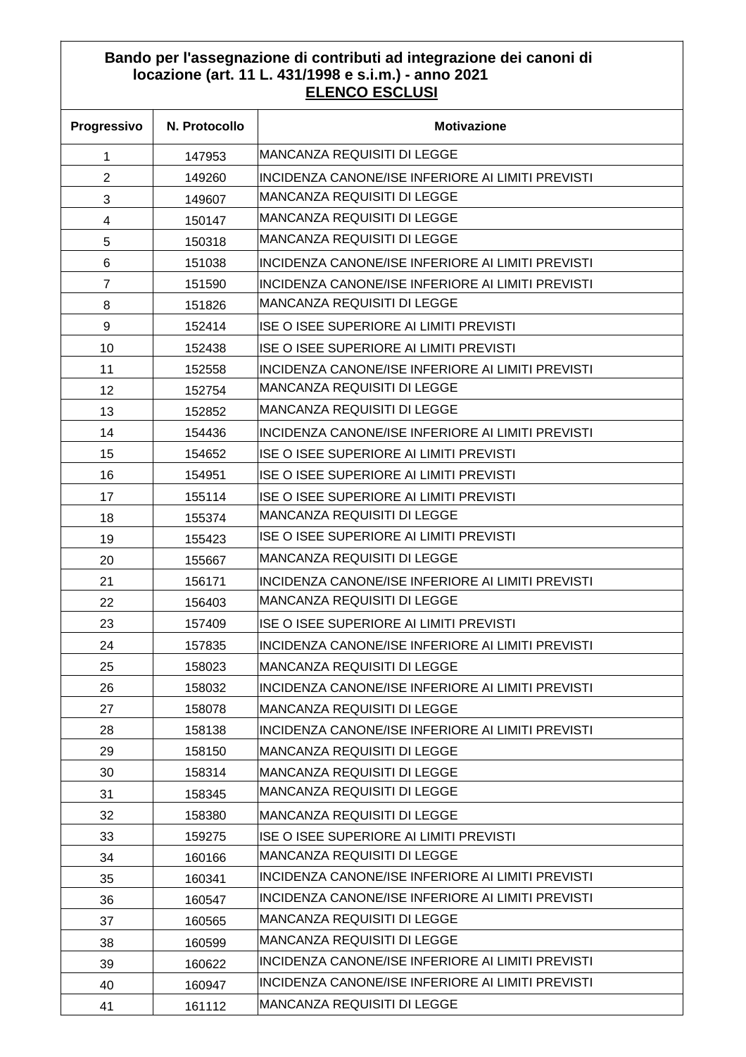**Bando per l'assegnazione di contributi ad integrazione dei canoni di locazione (art. 11 L. 431/1998 e s.i.m.) - anno 2021**

**ELENCO ESCLUSI**

| Progressivo | N. Protocollo | Motivazione |
|---|---|---|
| 1 | 147953 | MANCANZA REQUISITI DI LEGGE |
| 2 | 149260 | INCIDENZA CANONE/ISE INFERIORE AI LIMITI PREVISTI |
| 3 | 149607 | MANCANZA REQUISITI DI LEGGE |
| 4 | 150147 | MANCANZA REQUISITI DI LEGGE |
| 5 | 150318 | MANCANZA REQUISITI DI LEGGE |
| 6 | 151038 | INCIDENZA CANONE/ISE INFERIORE AI LIMITI PREVISTI |
| 7 | 151590 | INCIDENZA CANONE/ISE INFERIORE AI LIMITI PREVISTI |
| 8 | 151826 | MANCANZA REQUISITI DI LEGGE |
| 9 | 152414 | ISE O ISEE SUPERIORE AI LIMITI PREVISTI |
| 10 | 152438 | ISE O ISEE SUPERIORE AI LIMITI PREVISTI |
| 11 | 152558 | INCIDENZA CANONE/ISE INFERIORE AI LIMITI PREVISTI |
| 12 | 152754 | MANCANZA REQUISITI DI LEGGE |
| 13 | 152852 | MANCANZA REQUISITI DI LEGGE |
| 14 | 154436 | INCIDENZA CANONE/ISE INFERIORE AI LIMITI PREVISTI |
| 15 | 154652 | ISE O ISEE SUPERIORE AI LIMITI PREVISTI |
| 16 | 154951 | ISE O ISEE SUPERIORE AI LIMITI PREVISTI |
| 17 | 155114 | ISE O ISEE SUPERIORE AI LIMITI PREVISTI |
| 18 | 155374 | MANCANZA REQUISITI DI LEGGE |
| 19 | 155423 | ISE O ISEE SUPERIORE AI LIMITI PREVISTI |
| 20 | 155667 | MANCANZA REQUISITI DI LEGGE |
| 21 | 156171 | INCIDENZA CANONE/ISE INFERIORE AI LIMITI PREVISTI |
| 22 | 156403 | MANCANZA REQUISITI DI LEGGE |
| 23 | 157409 | ISE O ISEE SUPERIORE AI LIMITI PREVISTI |
| 24 | 157835 | INCIDENZA CANONE/ISE INFERIORE AI LIMITI PREVISTI |
| 25 | 158023 | MANCANZA REQUISITI DI LEGGE |
| 26 | 158032 | INCIDENZA CANONE/ISE INFERIORE AI LIMITI PREVISTI |
| 27 | 158078 | MANCANZA REQUISITI DI LEGGE |
| 28 | 158138 | INCIDENZA CANONE/ISE INFERIORE AI LIMITI PREVISTI |
| 29 | 158150 | MANCANZA REQUISITI DI LEGGE |
| 30 | 158314 | MANCANZA REQUISITI DI LEGGE |
| 31 | 158345 | MANCANZA REQUISITI DI LEGGE |
| 32 | 158380 | MANCANZA REQUISITI DI LEGGE |
| 33 | 159275 | ISE O ISEE SUPERIORE AI LIMITI PREVISTI |
| 34 | 160166 | MANCANZA REQUISITI DI LEGGE |
| 35 | 160341 | INCIDENZA CANONE/ISE INFERIORE AI LIMITI PREVISTI |
| 36 | 160547 | INCIDENZA CANONE/ISE INFERIORE AI LIMITI PREVISTI |
| 37 | 160565 | MANCANZA REQUISITI DI LEGGE |
| 38 | 160599 | MANCANZA REQUISITI DI LEGGE |
| 39 | 160622 | INCIDENZA CANONE/ISE INFERIORE AI LIMITI PREVISTI |
| 40 | 160947 | INCIDENZA CANONE/ISE INFERIORE AI LIMITI PREVISTI |
| 41 | 161112 | MANCANZA REQUISITI DI LEGGE |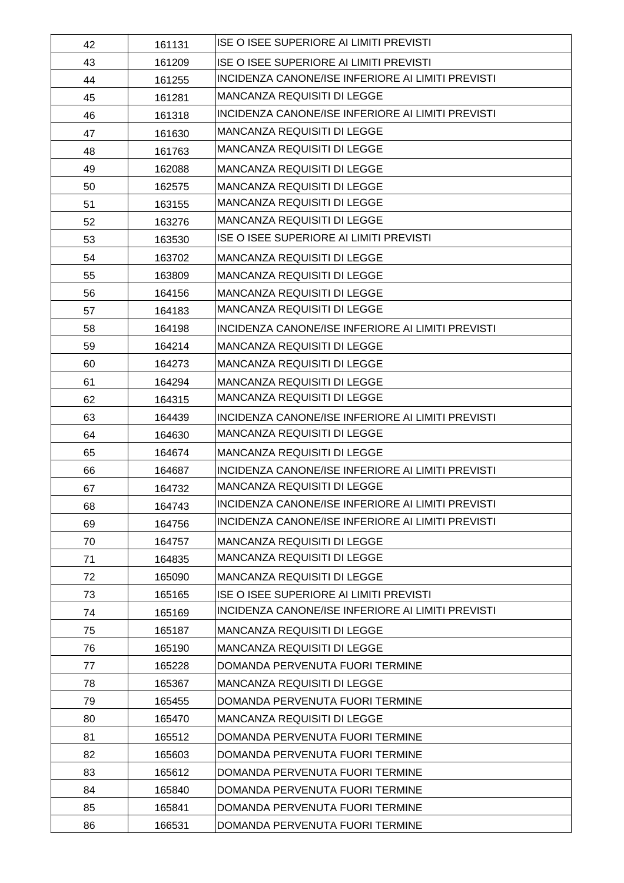| 42 | 161131 | ISE O ISEE SUPERIORE AI LIMITI PREVISTI |
|---|---|---|
| 43 | 161209 | ISE O ISEE SUPERIORE AI LIMITI PREVISTI |
| 44 | 161255 | INCIDENZA CANONE/ISE INFERIORE AI LIMITI PREVISTI |
| 45 | 161281 | MANCANZA REQUISITI DI LEGGE |
| 46 | 161318 | INCIDENZA CANONE/ISE INFERIORE AI LIMITI PREVISTI |
| 47 | 161630 | MANCANZA REQUISITI DI LEGGE |
| 48 | 161763 | MANCANZA REQUISITI DI LEGGE |
| 49 | 162088 | MANCANZA REQUISITI DI LEGGE |
| 50 | 162575 | MANCANZA REQUISITI DI LEGGE |
| 51 | 163155 | MANCANZA REQUISITI DI LEGGE |
| 52 | 163276 | MANCANZA REQUISITI DI LEGGE |
| 53 | 163530 | ISE O ISEE SUPERIORE AI LIMITI PREVISTI |
| 54 | 163702 | MANCANZA REQUISITI DI LEGGE |
| 55 | 163809 | MANCANZA REQUISITI DI LEGGE |
| 56 | 164156 | MANCANZA REQUISITI DI LEGGE |
| 57 | 164183 | MANCANZA REQUISITI DI LEGGE |
| 58 | 164198 | INCIDENZA CANONE/ISE INFERIORE AI LIMITI PREVISTI |
| 59 | 164214 | MANCANZA REQUISITI DI LEGGE |
| 60 | 164273 | MANCANZA REQUISITI DI LEGGE |
| 61 | 164294 | MANCANZA REQUISITI DI LEGGE |
| 62 | 164315 | MANCANZA REQUISITI DI LEGGE |
| 63 | 164439 | INCIDENZA CANONE/ISE INFERIORE AI LIMITI PREVISTI |
| 64 | 164630 | MANCANZA REQUISITI DI LEGGE |
| 65 | 164674 | MANCANZA REQUISITI DI LEGGE |
| 66 | 164687 | INCIDENZA CANONE/ISE INFERIORE AI LIMITI PREVISTI |
| 67 | 164732 | MANCANZA REQUISITI DI LEGGE |
| 68 | 164743 | INCIDENZA CANONE/ISE INFERIORE AI LIMITI PREVISTI |
| 69 | 164756 | INCIDENZA CANONE/ISE INFERIORE AI LIMITI PREVISTI |
| 70 | 164757 | MANCANZA REQUISITI DI LEGGE |
| 71 | 164835 | MANCANZA REQUISITI DI LEGGE |
| 72 | 165090 | MANCANZA REQUISITI DI LEGGE |
| 73 | 165165 | ISE O ISEE SUPERIORE AI LIMITI PREVISTI |
| 74 | 165169 | INCIDENZA CANONE/ISE INFERIORE AI LIMITI PREVISTI |
| 75 | 165187 | MANCANZA REQUISITI DI LEGGE |
| 76 | 165190 | MANCANZA REQUISITI DI LEGGE |
| 77 | 165228 | DOMANDA PERVENUTA FUORI TERMINE |
| 78 | 165367 | MANCANZA REQUISITI DI LEGGE |
| 79 | 165455 | DOMANDA PERVENUTA FUORI TERMINE |
| 80 | 165470 | MANCANZA REQUISITI DI LEGGE |
| 81 | 165512 | DOMANDA PERVENUTA FUORI TERMINE |
| 82 | 165603 | DOMANDA PERVENUTA FUORI TERMINE |
| 83 | 165612 | DOMANDA PERVENUTA FUORI TERMINE |
| 84 | 165840 | DOMANDA PERVENUTA FUORI TERMINE |
| 85 | 165841 | DOMANDA PERVENUTA FUORI TERMINE |
| 86 | 166531 | DOMANDA PERVENUTA FUORI TERMINE |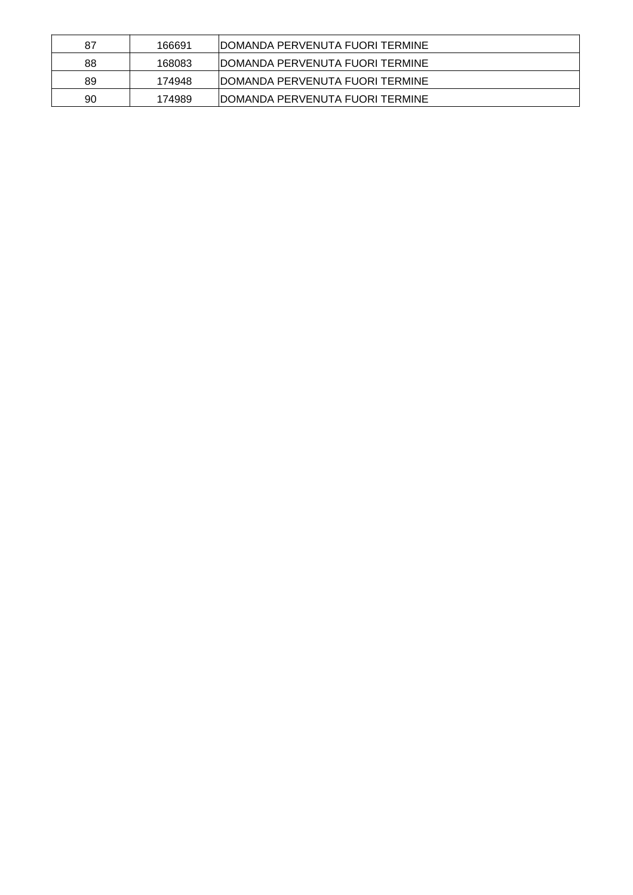| | | |
|---|---|---|
| 87 | 166691 | DOMANDA PERVENUTA FUORI TERMINE |
| 88 | 168083 | DOMANDA PERVENUTA FUORI TERMINE |
| 89 | 174948 | DOMANDA PERVENUTA FUORI TERMINE |
| 90 | 174989 | DOMANDA PERVENUTA FUORI TERMINE |